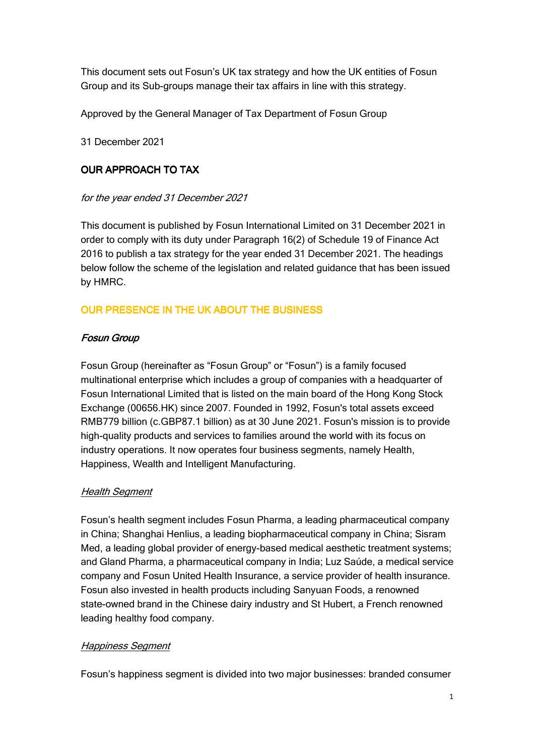This document sets out Fosun's UK tax strategy and how the UK entities of Fosun Group and its Sub-groups manage their tax affairs in line with this strategy.

Approved by the General Manager of Tax Department of Fosun Group

31 December 2021

## OUR APPROACH TO TAX

*for the year ended 31 December 2021*

This document is published by Fosun International Limited on 31 December 2021 in order to comply with its duty under Paragraph 16(2) of Schedule 19 of Finance Act 2016 to publish a tax strategy for the year ended 31 December 2021. The headings below follow the scheme of the legislation and related guidance that has been issued by HMRC.

## OUR PRESENCE IN THE UK ABOUT THE BUSINESS

### *Fosun Group*

Fosun Group (hereinafter as "Fosun Group" or "Fosun") is a family focused multinational enterprise which includes a group of companies with a headquarter of Fosun International Limited that is listed on the main board of the Hong Kong Stock Exchange (00656.HK) since 2007. Founded in 1992, Fosun's total assets exceed RMB779 billion (c.GBP87.1 billion) as at 30 June 2021. Fosun's mission is to provide high-quality products and services to families around the world with its focus on industry operations. It now operates four business segments, namely Health, Happiness, Wealth and Intelligent Manufacturing.

#### *Health Segment*

Fosun's health segment includes Fosun Pharma, a leading pharmaceutical company in China; Shanghai Henlius, a leading biopharmaceutical company in China; Sisram Med, a leading global provider of energy-based medical aesthetic treatment systems; and Gland Pharma, a pharmaceutical company in India; Luz Saúde, a medical service company and Fosun United Health Insurance, a service provider of health insurance. Fosun also invested in health products including Sanyuan Foods, a renowned state-owned brand in the Chinese dairy industry and St Hubert, a French renowned leading healthy food company.

#### *Happiness Segment*

Fosun's happiness segment is divided into two major businesses: branded consumer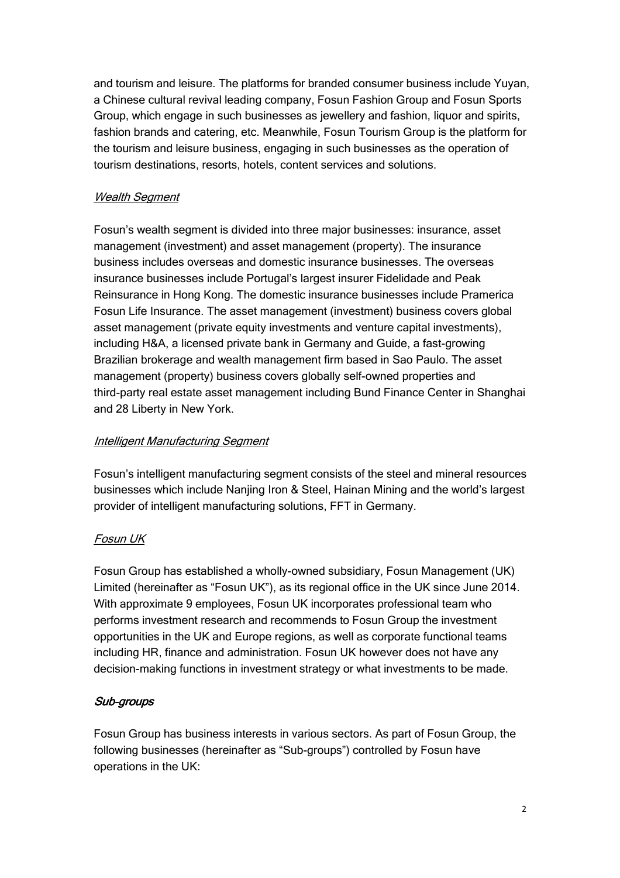and tourism and leisure. The platforms for branded consumer business include Yuyan, a Chinese cultural revival leading company, Fosun Fashion Group and Fosun Sports Group, which engage in such businesses as jewellery and fashion, liquor and spirits, fashion brands and catering, etc. Meanwhile, Fosun Tourism Group is the platform for the tourism and leisure business, engaging in such businesses as the operation of tourism destinations, resorts, hotels, content services and solutions.

*Wealth Segment*

Fosun's wealth segment is divided into three major businesses: insurance, asset management (investment) and asset management (property). The insurance business includes overseas and domestic insurance businesses. The overseas insurance businesses include Portugal's largest insurer Fidelidade and Peak Reinsurance in Hong Kong. The domestic insurance businesses include Pramerica Fosun Life Insurance. The asset management (investment) business covers global asset management (private equity investments and venture capital investments), including H&A, a licensed private bank in Germany and Guide, a fast-growing Brazilian brokerage and wealth management firm based in Sao Paulo. The asset management (property) business covers globally self-owned properties and third-party real estate asset management including Bund Finance Center in Shanghai and 28 Liberty in New York.

*Intelligent Manufacturing Segment*

Fosun's intelligent manufacturing segment consists of the steel and mineral resources businesses which include Nanjing Iron & Steel, Hainan Mining and the world's largest provider of intelligent manufacturing solutions, FFT in Germany.

*Fosun UK*

Fosun Group has established a wholly-owned subsidiary, Fosun Management (UK) Limited (hereinafter as "Fosun UK"), as its regional office in the UK since June 2014. With approximate 9 employees, Fosun UK incorporates professional team who performs investment research and recommends to Fosun Group the investment opportunities in the UK and Europe regions, as well as corporate functional teams including HR, finance and administration. Fosun UK however does not have any decision-making functions in investment strategy or what investments to be made.

*Sub-groups*

Fosun Group has business interests in various sectors. As part of Fosun Group, the following businesses (hereinafter as "Sub-groups") controlled by Fosun have operations in the UK: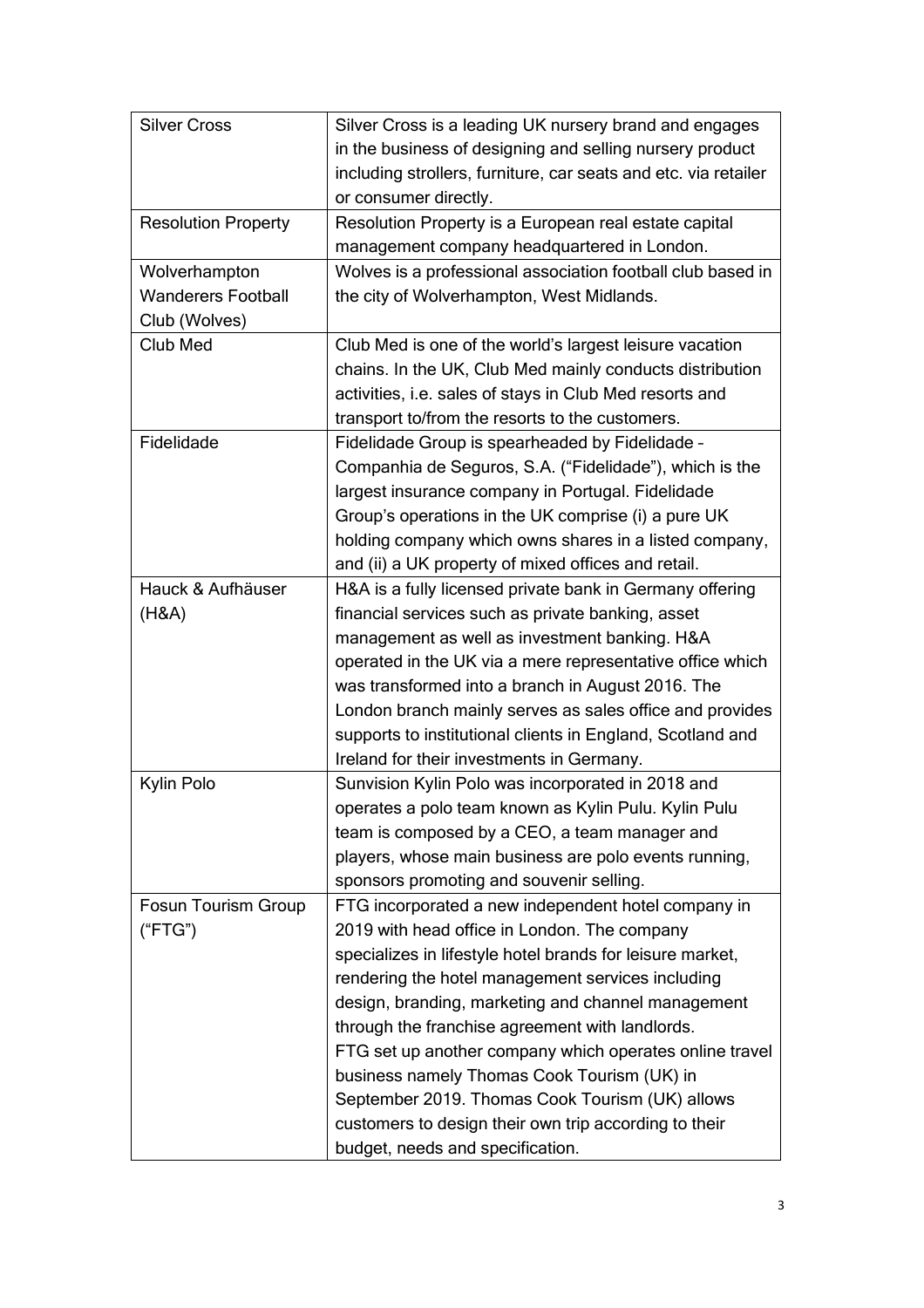| | |
|---|---|
| Silver Cross | Silver Cross is a leading UK nursery brand and engages in the business of designing and selling nursery product including strollers, furniture, car seats and etc. via retailer or consumer directly. |
| Resolution Property | Resolution Property is a European real estate capital management company headquartered in London. |
| Wolverhampton Wanderers Football Club (Wolves) | Wolves is a professional association football club based in the city of Wolverhampton, West Midlands. |
| Club Med | Club Med is one of the world's largest leisure vacation chains. In the UK, Club Med mainly conducts distribution activities, i.e. sales of stays in Club Med resorts and transport to/from the resorts to the customers. |
| Fidelidade | Fidelidade Group is spearheaded by Fidelidade – Companhia de Seguros, S.A. ("Fidelidade"), which is the largest insurance company in Portugal. Fidelidade Group's operations in the UK comprise (i) a pure UK holding company which owns shares in a listed company, and (ii) a UK property of mixed offices and retail. |
| Hauck & Aufhäuser (H&A) | H&A is a fully licensed private bank in Germany offering financial services such as private banking, asset management as well as investment banking. H&A operated in the UK via a mere representative office which was transformed into a branch in August 2016. The London branch mainly serves as sales office and provides supports to institutional clients in England, Scotland and Ireland for their investments in Germany. |
| Kylin Polo | Sunvision Kylin Polo was incorporated in 2018 and operates a polo team known as Kylin Pulu. Kylin Pulu team is composed by a CEO, a team manager and players, whose main business are polo events running, sponsors promoting and souvenir selling. |
| Fosun Tourism Group ("FTG") | FTG incorporated a new independent hotel company in 2019 with head office in London. The company specializes in lifestyle hotel brands for leisure market, rendering the hotel management services including design, branding, marketing and channel management through the franchise agreement with landlords.<br>FTG set up another company which operates online travel business namely Thomas Cook Tourism (UK) in September 2019. Thomas Cook Tourism (UK) allows customers to design their own trip according to their budget, needs and specification. |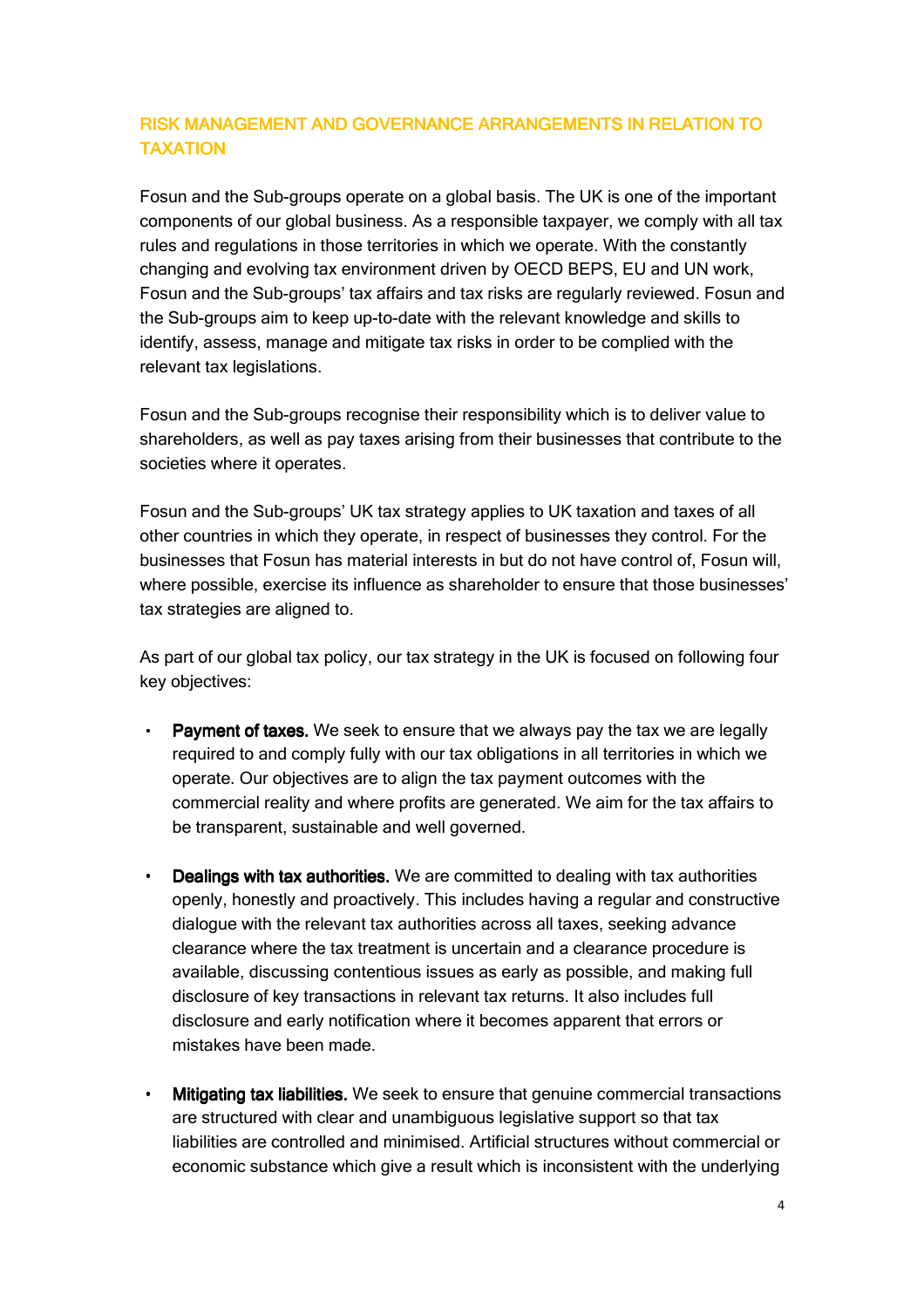## RISK MANAGEMENT AND GOVERNANCE ARRANGEMENTS IN RELATION TO TAXATION

Fosun and the Sub-groups operate on a global basis. The UK is one of the important components of our global business. As a responsible taxpayer, we comply with all tax rules and regulations in those territories in which we operate. With the constantly changing and evolving tax environment driven by OECD BEPS, EU and UN work, Fosun and the Sub-groups' tax affairs and tax risks are regularly reviewed. Fosun and the Sub-groups aim to keep up-to-date with the relevant knowledge and skills to identify, assess, manage and mitigate tax risks in order to be complied with the relevant tax legislations.

Fosun and the Sub-groups recognise their responsibility which is to deliver value to shareholders, as well as pay taxes arising from their businesses that contribute to the societies where it operates.

Fosun and the Sub-groups' UK tax strategy applies to UK taxation and taxes of all other countries in which they operate, in respect of businesses they control. For the businesses that Fosun has material interests in but do not have control of, Fosun will, where possible, exercise its influence as shareholder to ensure that those businesses' tax strategies are aligned to.

As part of our global tax policy, our tax strategy in the UK is focused on following four key objectives:

- **Payment of taxes.** We seek to ensure that we always pay the tax we are legally required to and comply fully with our tax obligations in all territories in which we operate. Our objectives are to align the tax payment outcomes with the commercial reality and where profits are generated. We aim for the tax affairs to be transparent, sustainable and well governed.

- **Dealings with tax authorities.** We are committed to dealing with tax authorities openly, honestly and proactively. This includes having a regular and constructive dialogue with the relevant tax authorities across all taxes, seeking advance clearance where the tax treatment is uncertain and a clearance procedure is available, discussing contentious issues as early as possible, and making full disclosure of key transactions in relevant tax returns. It also includes full disclosure and early notification where it becomes apparent that errors or mistakes have been made.

- **Mitigating tax liabilities.** We seek to ensure that genuine commercial transactions are structured with clear and unambiguous legislative support so that tax liabilities are controlled and minimised. Artificial structures without commercial or economic substance which give a result which is inconsistent with the underlying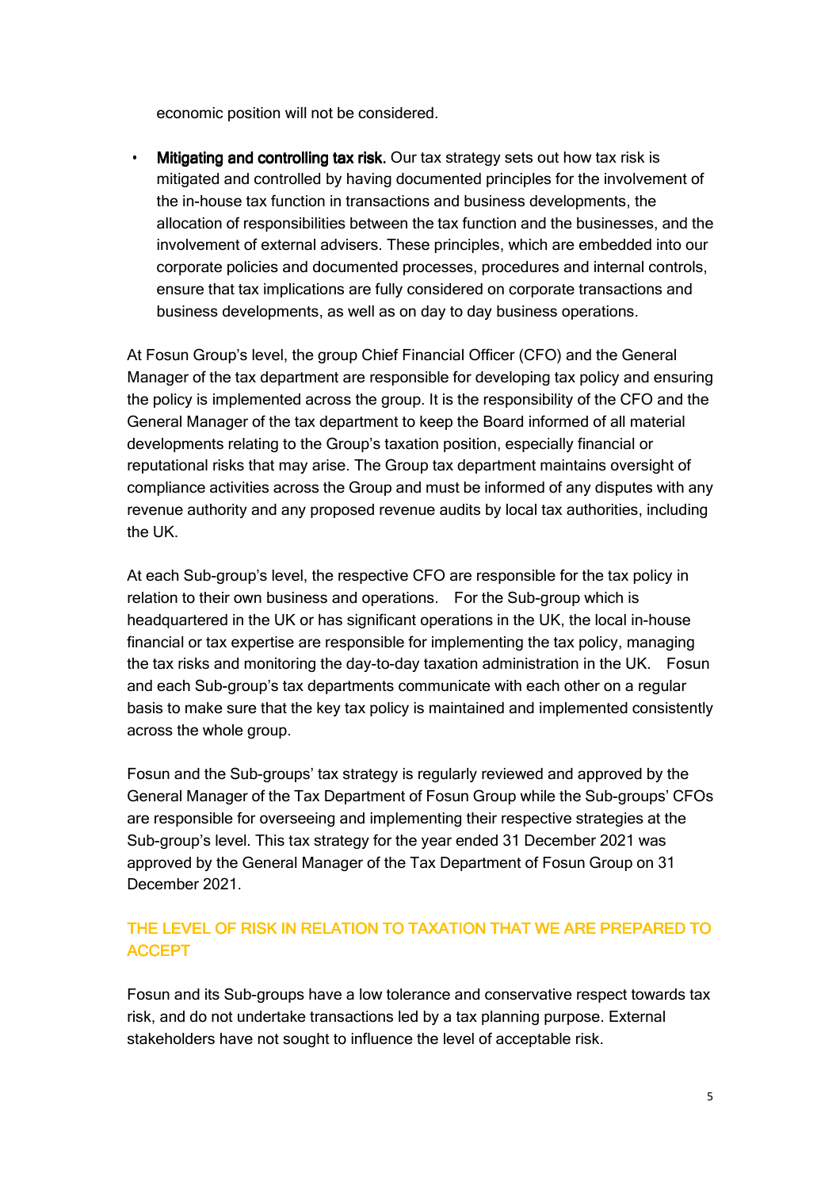economic position will not be considered.

- **Mitigating and controlling tax risk.** Our tax strategy sets out how tax risk is mitigated and controlled by having documented principles for the involvement of the in-house tax function in transactions and business developments, the allocation of responsibilities between the tax function and the businesses, and the involvement of external advisers. These principles, which are embedded into our corporate policies and documented processes, procedures and internal controls, ensure that tax implications are fully considered on corporate transactions and business developments, as well as on day to day business operations.

At Fosun Group's level, the group Chief Financial Officer (CFO) and the General Manager of the tax department are responsible for developing tax policy and ensuring the policy is implemented across the group. It is the responsibility of the CFO and the General Manager of the tax department to keep the Board informed of all material developments relating to the Group's taxation position, especially financial or reputational risks that may arise. The Group tax department maintains oversight of compliance activities across the Group and must be informed of any disputes with any revenue authority and any proposed revenue audits by local tax authorities, including the UK.

At each Sub-group's level, the respective CFO are responsible for the tax policy in relation to their own business and operations. For the Sub-group which is headquartered in the UK or has significant operations in the UK, the local in-house financial or tax expertise are responsible for implementing the tax policy, managing the tax risks and monitoring the day-to-day taxation administration in the UK. Fosun and each Sub-group's tax departments communicate with each other on a regular basis to make sure that the key tax policy is maintained and implemented consistently across the whole group.

Fosun and the Sub-groups' tax strategy is regularly reviewed and approved by the General Manager of the Tax Department of Fosun Group while the Sub-groups' CFOs are responsible for overseeing and implementing their respective strategies at the Sub-group's level. This tax strategy for the year ended 31 December 2021 was approved by the General Manager of the Tax Department of Fosun Group on 31 December 2021.

## THE LEVEL OF RISK IN RELATION TO TAXATION THAT WE ARE PREPARED TO ACCEPT

Fosun and its Sub-groups have a low tolerance and conservative respect towards tax risk, and do not undertake transactions led by a tax planning purpose. External stakeholders have not sought to influence the level of acceptable risk.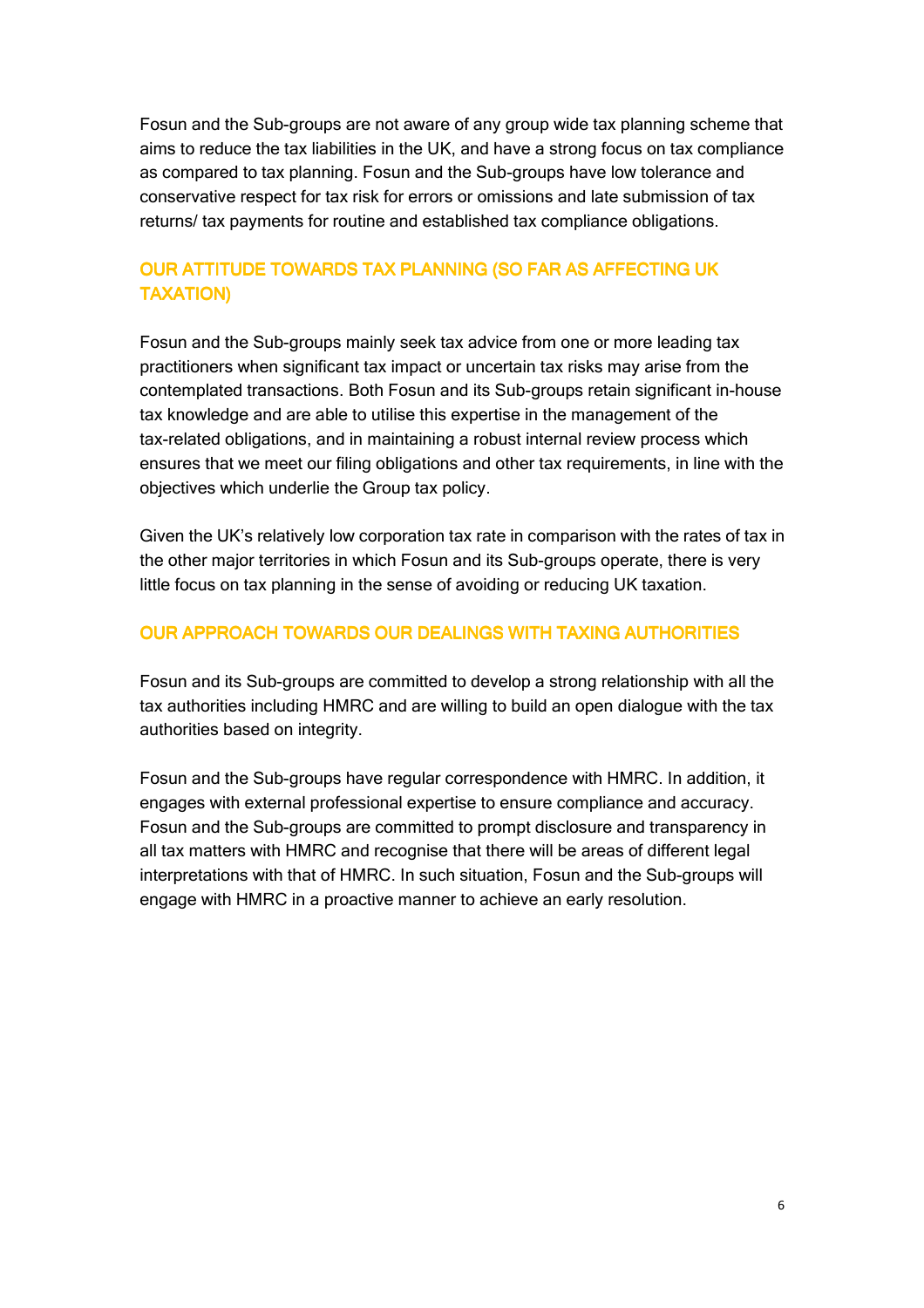Fosun and the Sub-groups are not aware of any group wide tax planning scheme that aims to reduce the tax liabilities in the UK, and have a strong focus on tax compliance as compared to tax planning. Fosun and the Sub-groups have low tolerance and conservative respect for tax risk for errors or omissions and late submission of tax returns/ tax payments for routine and established tax compliance obligations.

## OUR ATTITUDE TOWARDS TAX PLANNING (SO FAR AS AFFECTING UK TAXATION)

Fosun and the Sub-groups mainly seek tax advice from one or more leading tax practitioners when significant tax impact or uncertain tax risks may arise from the contemplated transactions. Both Fosun and its Sub-groups retain significant in-house tax knowledge and are able to utilise this expertise in the management of the tax-related obligations, and in maintaining a robust internal review process which ensures that we meet our filing obligations and other tax requirements, in line with the objectives which underlie the Group tax policy.

Given the UK's relatively low corporation tax rate in comparison with the rates of tax in the other major territories in which Fosun and its Sub-groups operate, there is very little focus on tax planning in the sense of avoiding or reducing UK taxation.

## OUR APPROACH TOWARDS OUR DEALINGS WITH TAXING AUTHORITIES

Fosun and its Sub-groups are committed to develop a strong relationship with all the tax authorities including HMRC and are willing to build an open dialogue with the tax authorities based on integrity.

Fosun and the Sub-groups have regular correspondence with HMRC. In addition, it engages with external professional expertise to ensure compliance and accuracy. Fosun and the Sub-groups are committed to prompt disclosure and transparency in all tax matters with HMRC and recognise that there will be areas of different legal interpretations with that of HMRC. In such situation, Fosun and the Sub-groups will engage with HMRC in a proactive manner to achieve an early resolution.